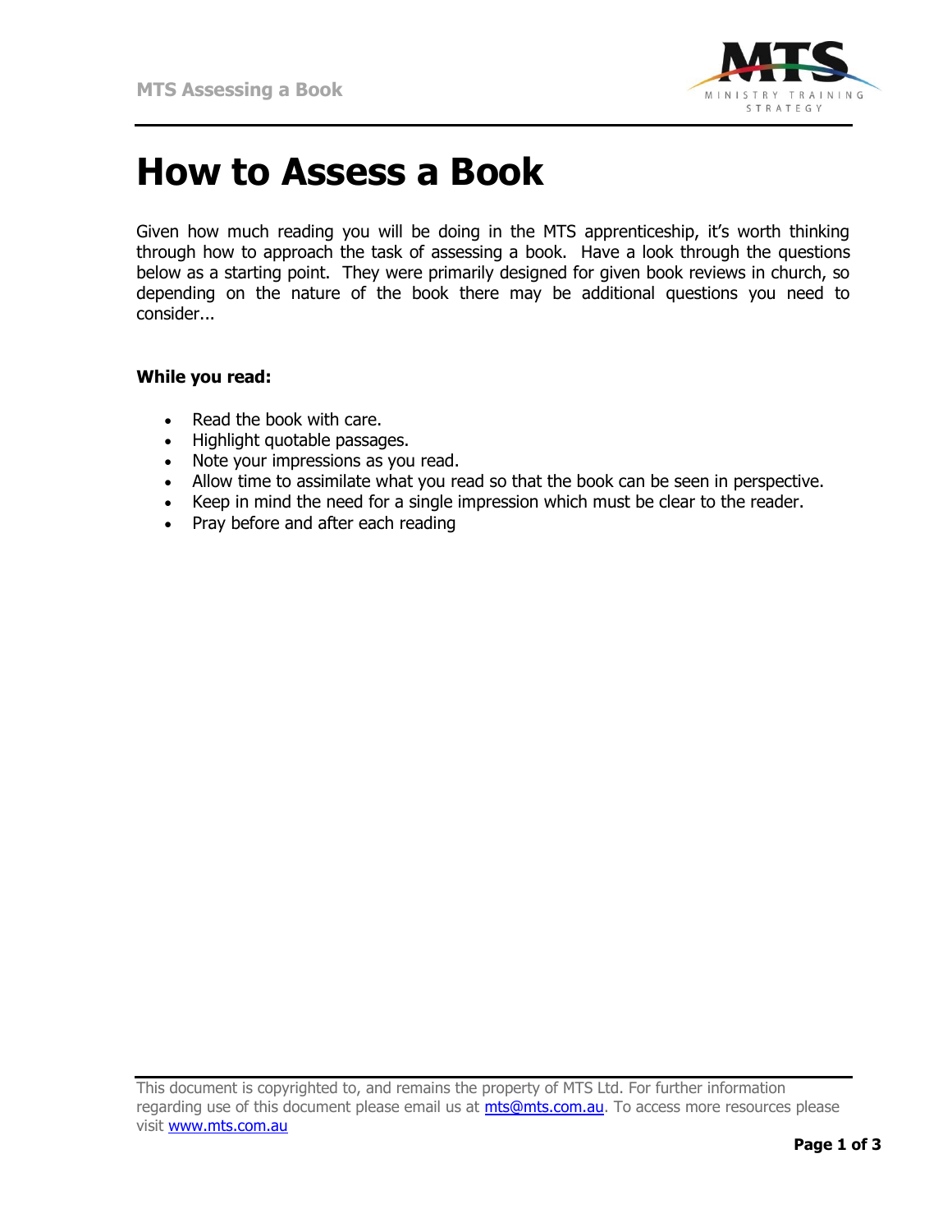# How to Assess a Book

Given how much reading you will be doing in the MTS apprenticeship, it's worth thinking through how to approach the task of assessing a book.  Have a look through the questions below as a starting point.  They were primarily designed for given book reviews in church, so depending on the nature of the book there may be additional questions you need to consider...

**While you read:**

- Read the book with care.
- Highlight quotable passages.
- Note your impressions as you read.
- Allow time to assimilate what you read so that the book can be seen in perspective.
- Keep in mind the need for a single impression which must be clear to the reader.
- Pray before and after each reading

This document is copyrighted to, and remains the property of MTS Ltd. For further information regarding use of this document please email us at [mts@mts.com.au](mailto:mts@mts.com.au). To access more resources please visit [www.mts.com.au](http://www.mts.com.au)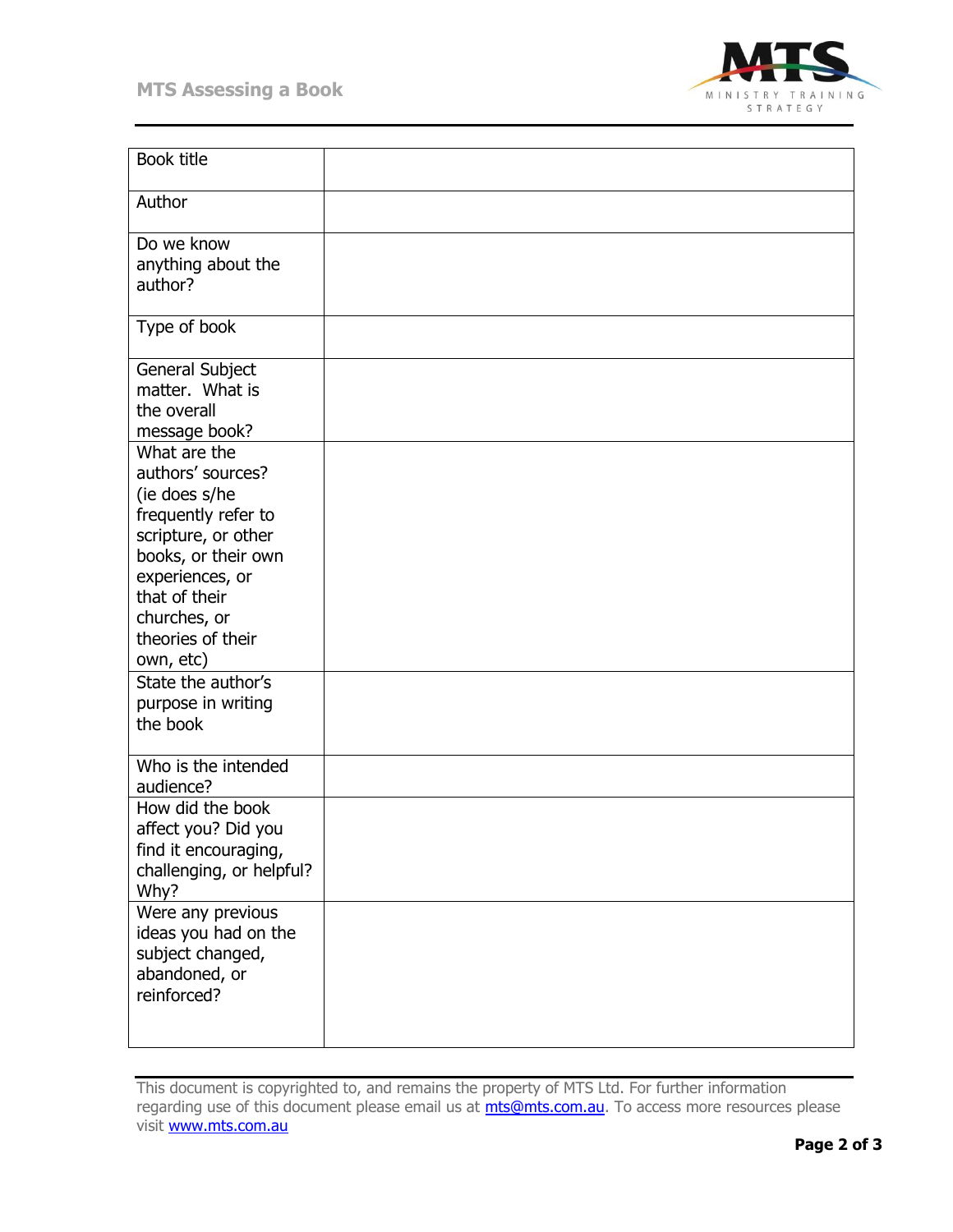| Book title | |
|---|---|
| Author | |
| Do we know anything about the author? | |
| Type of book | |
| General Subject matter. What is the overall message book? | |
| What are the authors' sources? (ie does s/he frequently refer to scripture, or other books, or their own experiences, or that of their churches, or theories of their own, etc) | |
| State the author's purpose in writing the book | |
| Who is the intended audience? | |
| How did the book affect you? Did you find it encouraging, challenging, or helpful? Why? | |
| Were any previous ideas you had on the subject changed, abandoned, or reinforced? | |

This document is copyrighted to, and remains the property of MTS Ltd. For further information regarding use of this document please email us at mts@mts.com.au. To access more resources please visit www.mts.com.au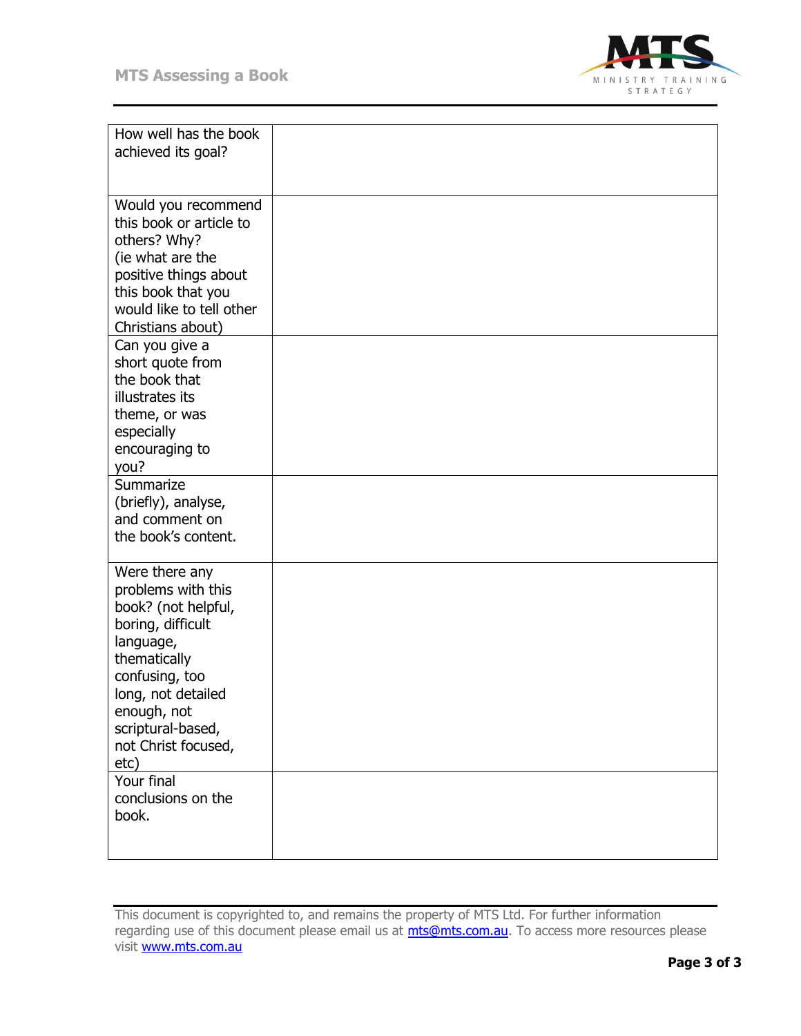| | |
|---|---|
| How well has the book achieved its goal? | |
| Would you recommend this book or article to others? Why? (ie what are the positive things about this book that you would like to tell other Christians about) | |
| Can you give a short quote from the book that illustrates its theme, or was especially encouraging to you? | |
| Summarize (briefly), analyse, and comment on the book's content. | |
| Were there any problems with this book? (not helpful, boring, difficult language, thematically confusing, too long, not detailed enough, not scriptural-based, not Christ focused, etc) | |
| Your final conclusions on the book. | |

This document is copyrighted to, and remains the property of MTS Ltd. For further information regarding use of this document please email us at mts@mts.com.au. To access more resources please visit www.mts.com.au